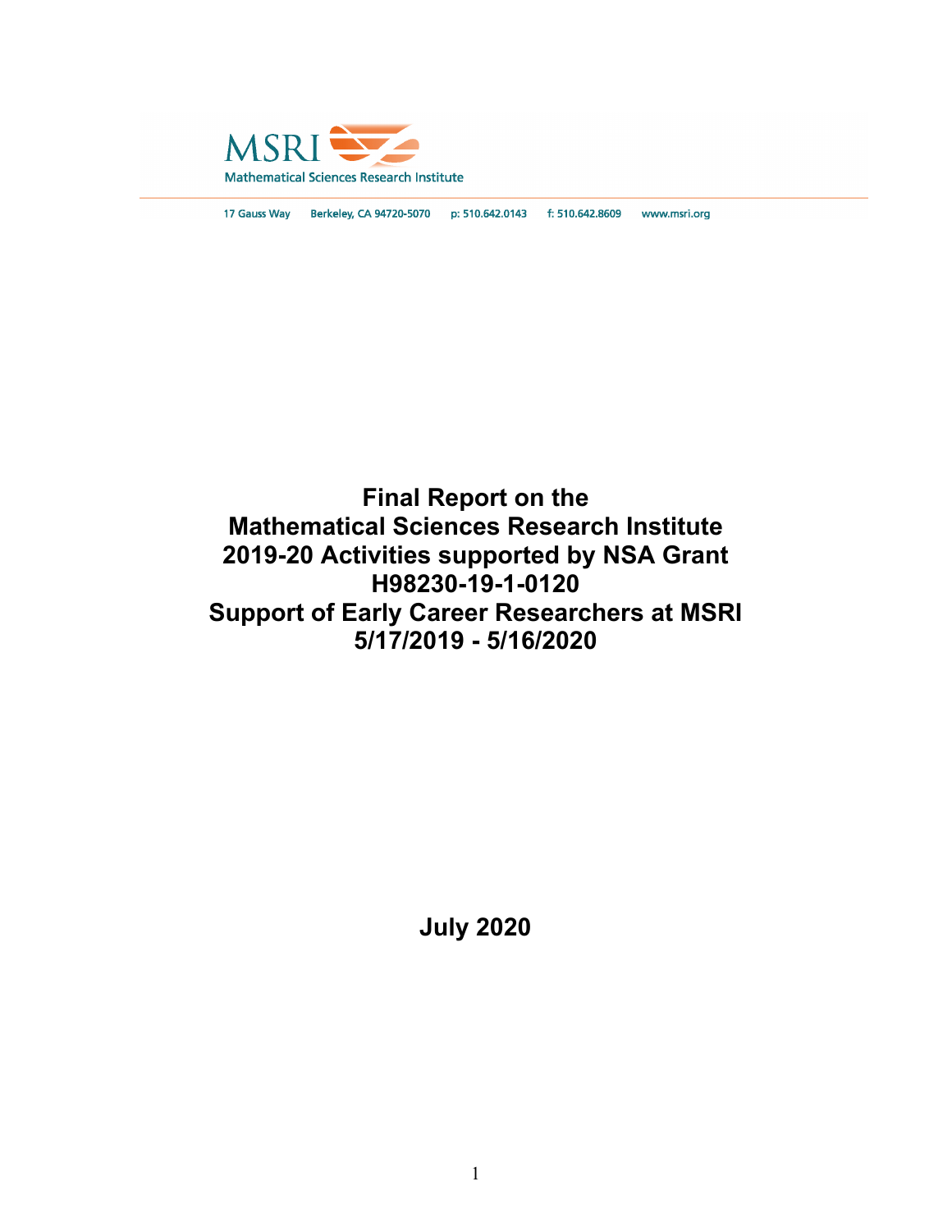MSRI

Mathematical Sciences Research Institute

17 Gauss Way Berkeley, CA 94720-5070 p: 510.642.0143 f: 510.642.8609 www.msri.org

# Final Report on the Mathematical Sciences Research Institute 2019-20 Activities supported by NSA Grant H98230-19-1-0120 Support of Early Career Researchers at MSRI 5/17/2019 - 5/16/2020

**July 2020**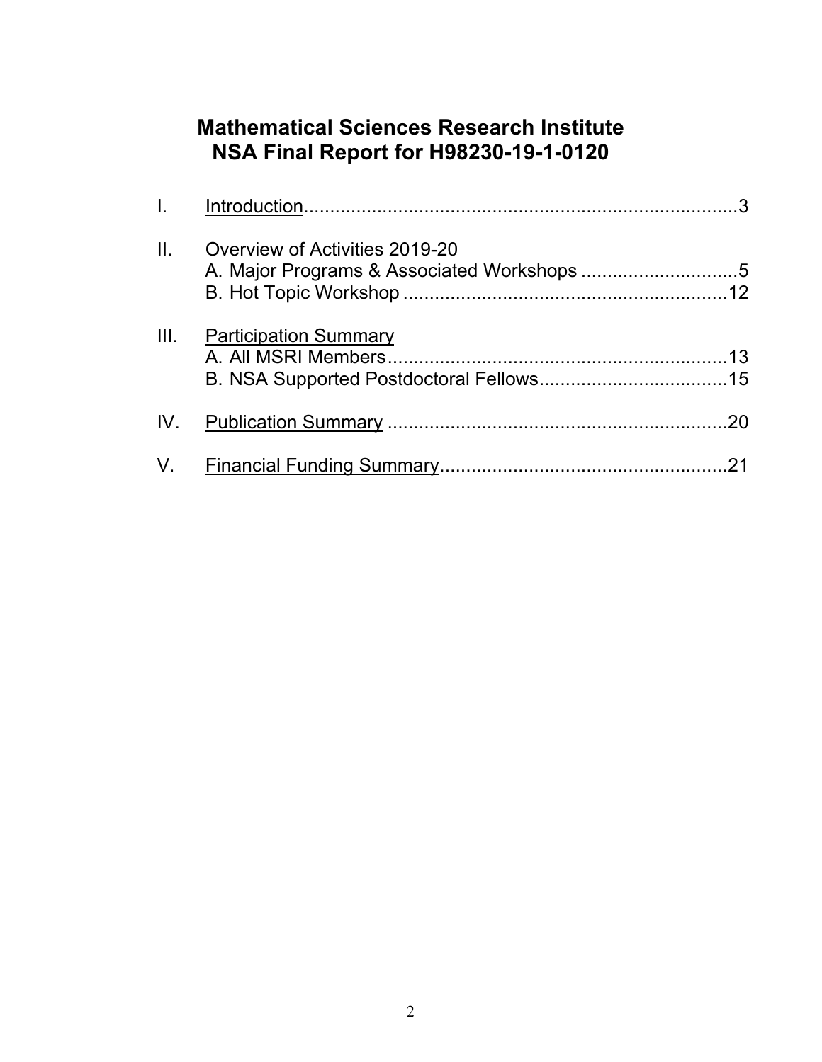# Mathematical Sciences Research Institute
# NSA Final Report for H98230-19-1-0120

I. Introduction....................................................................................3

II. Overview of Activities 2019-20
   A. Major Programs & Associated Workshops ..............................5
   B. Hot Topic Workshop ..............................................................12

III. Participation Summary
   A. All MSRI Members.................................................................13
   B. NSA Supported Postdoctoral Fellows....................................15

IV. Publication Summary .................................................................20

V. Financial Funding Summary.......................................................21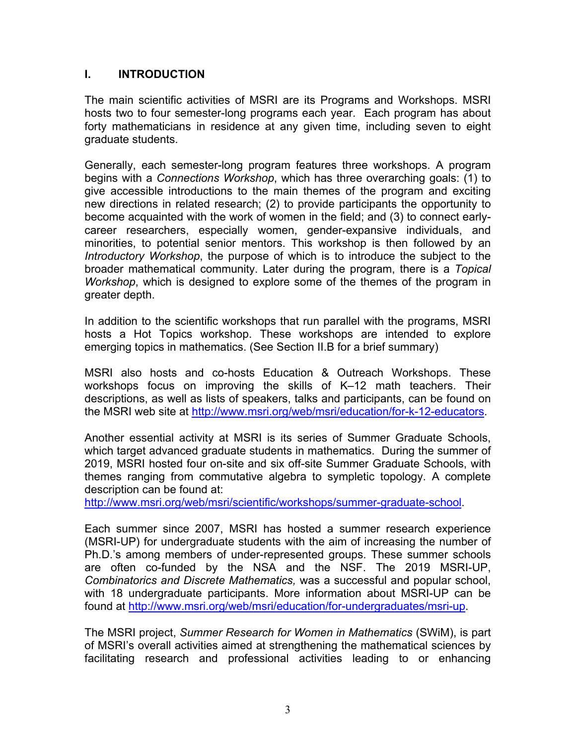## I. INTRODUCTION

The main scientific activities of MSRI are its Programs and Workshops. MSRI hosts two to four semester-long programs each year. Each program has about forty mathematicians in residence at any given time, including seven to eight graduate students.

Generally, each semester-long program features three workshops. A program begins with a *Connections Workshop*, which has three overarching goals: (1) to give accessible introductions to the main themes of the program and exciting new directions in related research; (2) to provide participants the opportunity to become acquainted with the work of women in the field; and (3) to connect early-career researchers, especially women, gender-expansive individuals, and minorities, to potential senior mentors. This workshop is then followed by an *Introductory Workshop*, the purpose of which is to introduce the subject to the broader mathematical community. Later during the program, there is a *Topical Workshop*, which is designed to explore some of the themes of the program in greater depth.

In addition to the scientific workshops that run parallel with the programs, MSRI hosts a Hot Topics workshop. These workshops are intended to explore emerging topics in mathematics. (See Section II.B for a brief summary)

MSRI also hosts and co-hosts Education & Outreach Workshops. These workshops focus on improving the skills of K–12 math teachers. Their descriptions, as well as lists of speakers, talks and participants, can be found on the MSRI web site at http://www.msri.org/web/msri/education/for-k-12-educators.

Another essential activity at MSRI is its series of Summer Graduate Schools, which target advanced graduate students in mathematics. During the summer of 2019, MSRI hosted four on-site and six off-site Summer Graduate Schools, with themes ranging from commutative algebra to sympletic topology. A complete description can be found at: http://www.msri.org/web/msri/scientific/workshops/summer-graduate-school.

Each summer since 2007, MSRI has hosted a summer research experience (MSRI-UP) for undergraduate students with the aim of increasing the number of Ph.D.'s among members of under-represented groups. These summer schools are often co-funded by the NSA and the NSF. The 2019 MSRI-UP, *Combinatorics and Discrete Mathematics,* was a successful and popular school, with 18 undergraduate participants. More information about MSRI-UP can be found at http://www.msri.org/web/msri/education/for-undergraduates/msri-up.

The MSRI project, *Summer Research for Women in Mathematics* (SWiM), is part of MSRI's overall activities aimed at strengthening the mathematical sciences by facilitating research and professional activities leading to or enhancing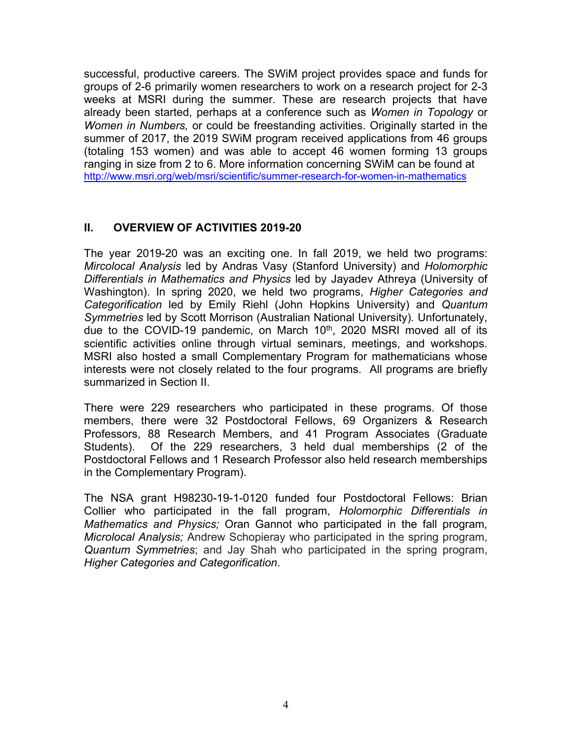successful, productive careers. The SWiM project provides space and funds for groups of 2-6 primarily women researchers to work on a research project for 2-3 weeks at MSRI during the summer. These are research projects that have already been started, perhaps at a conference such as *Women in Topology* or *Women in Numbers,* or could be freestanding activities. Originally started in the summer of 2017, the 2019 SWiM program received applications from 46 groups (totaling 153 women) and was able to accept 46 women forming 13 groups ranging in size from 2 to 6. More information concerning SWiM can be found at http://www.msri.org/web/msri/scientific/summer-research-for-women-in-mathematics

## II. OVERVIEW OF ACTIVITIES 2019-20

The year 2019-20 was an exciting one. In fall 2019, we held two programs: *Mircolocal Analysis* led by Andras Vasy (Stanford University) and *Holomorphic Differentials in Mathematics and Physics* led by Jayadev Athreya (University of Washington). In spring 2020, we held two programs, *Higher Categories and Categorification* led by Emily Riehl (John Hopkins University) and *Quantum Symmetries* led by Scott Morrison (Australian National University). Unfortunately, due to the COVID-19 pandemic, on March 10th, 2020 MSRI moved all of its scientific activities online through virtual seminars, meetings, and workshops. MSRI also hosted a small Complementary Program for mathematicians whose interests were not closely related to the four programs. All programs are briefly summarized in Section II.

There were 229 researchers who participated in these programs. Of those members, there were 32 Postdoctoral Fellows, 69 Organizers & Research Professors, 88 Research Members, and 41 Program Associates (Graduate Students). Of the 229 researchers, 3 held dual memberships (2 of the Postdoctoral Fellows and 1 Research Professor also held research memberships in the Complementary Program).

The NSA grant H98230-19-1-0120 funded four Postdoctoral Fellows: Brian Collier who participated in the fall program, *Holomorphic Differentials in Mathematics and Physics;* Oran Gannot who participated in the fall program*, Microlocal Analysis;* Andrew Schopieray who participated in the spring program, *Quantum Symmetries*; and Jay Shah who participated in the spring program, *Higher Categories and Categorification*.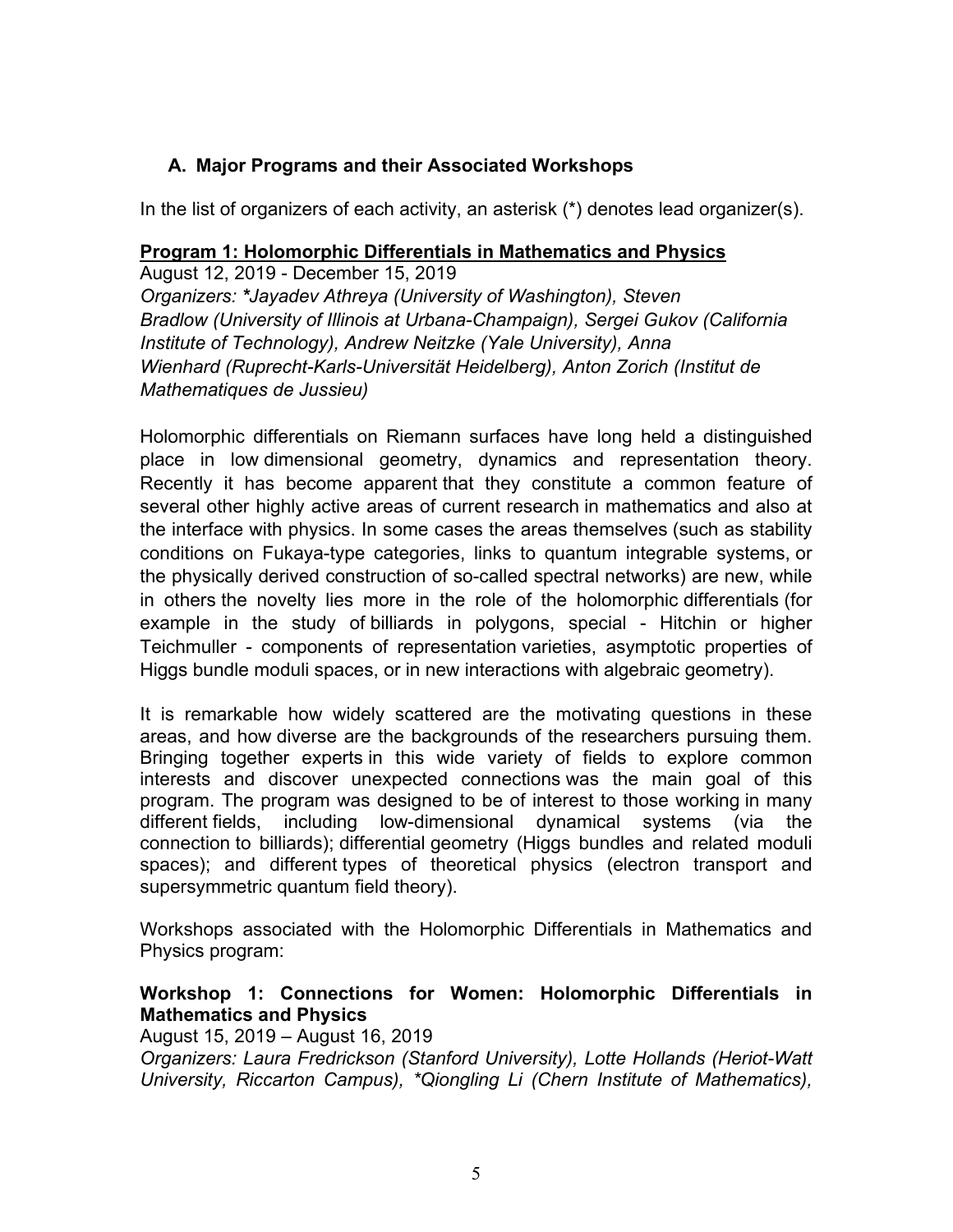## A. Major Programs and their Associated Workshops

In the list of organizers of each activity, an asterisk (*) denotes lead organizer(s).

### Program 1: Holomorphic Differentials in Mathematics and Physics

August 12, 2019 - December 15, 2019

*Organizers: *Jayadev Athreya (University of Washington), Steven Bradlow (University of Illinois at Urbana-Champaign), Sergei Gukov (California Institute of Technology), Andrew Neitzke (Yale University), Anna Wienhard (Ruprecht-Karls-Universität Heidelberg), Anton Zorich (Institut de Mathematiques de Jussieu)*

Holomorphic differentials on Riemann surfaces have long held a distinguished place in low dimensional geometry, dynamics and representation theory. Recently it has become apparent that they constitute a common feature of several other highly active areas of current research in mathematics and also at the interface with physics. In some cases the areas themselves (such as stability conditions on Fukaya-type categories, links to quantum integrable systems, or the physically derived construction of so-called spectral networks) are new, while in others the novelty lies more in the role of the holomorphic differentials (for example in the study of billiards in polygons, special - Hitchin or higher Teichmuller - components of representation varieties, asymptotic properties of Higgs bundle moduli spaces, or in new interactions with algebraic geometry).

It is remarkable how widely scattered are the motivating questions in these areas, and how diverse are the backgrounds of the researchers pursuing them. Bringing together experts in this wide variety of fields to explore common interests and discover unexpected connections was the main goal of this program. The program was designed to be of interest to those working in many different fields, including low-dimensional dynamical systems (via the connection to billiards); differential geometry (Higgs bundles and related moduli spaces); and different types of theoretical physics (electron transport and supersymmetric quantum field theory).

Workshops associated with the Holomorphic Differentials in Mathematics and Physics program:

**Workshop 1: Connections for Women: Holomorphic Differentials in Mathematics and Physics**

August 15, 2019 – August 16, 2019

*Organizers: Laura Fredrickson (Stanford University), Lotte Hollands (Heriot-Watt University, Riccarton Campus), *Qiongling Li (Chern Institute of Mathematics),*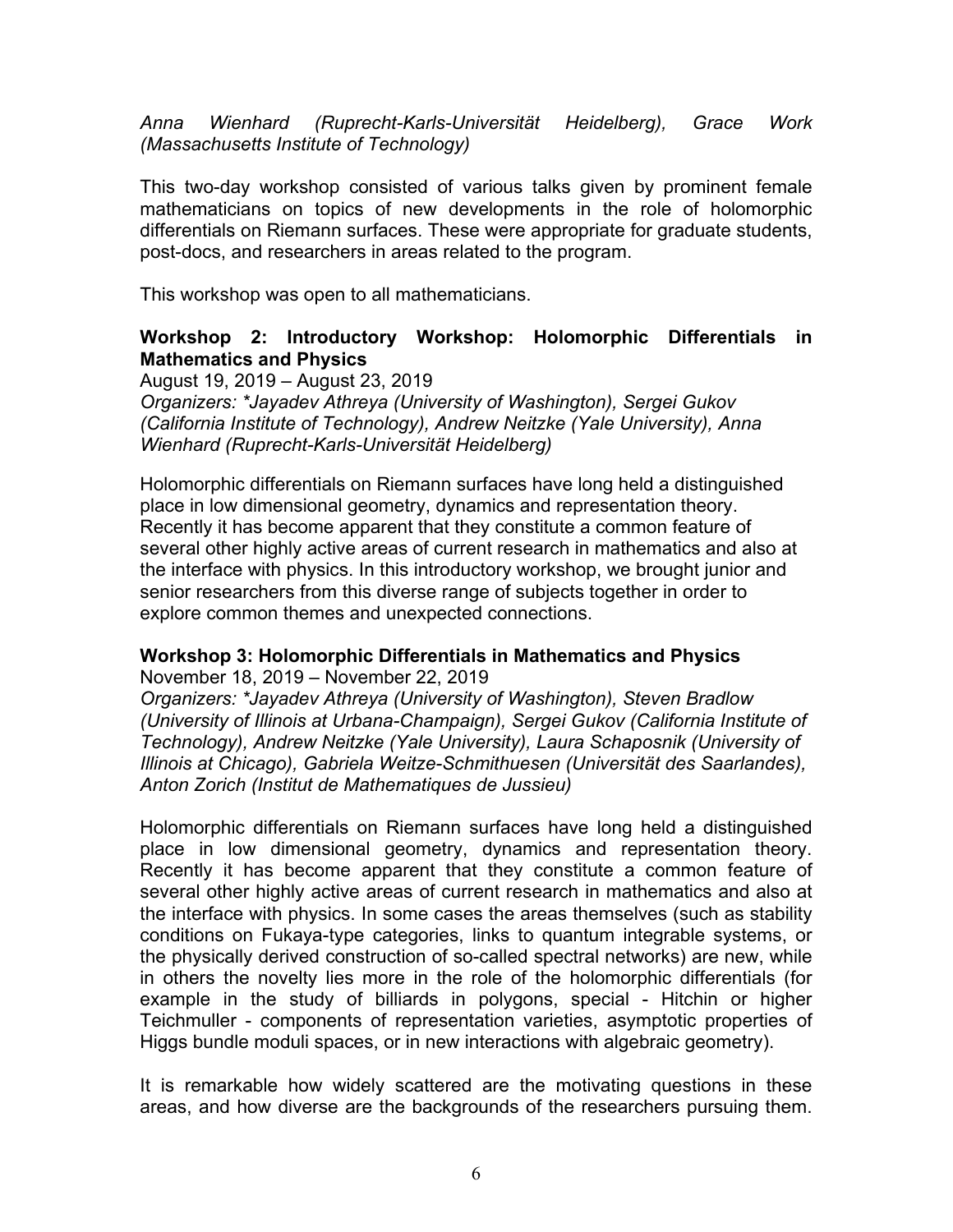*Anna Wienhard (Ruprecht-Karls-Universität Heidelberg), Grace Work (Massachusetts Institute of Technology)*

This two-day workshop consisted of various talks given by prominent female mathematicians on topics of new developments in the role of holomorphic differentials on Riemann surfaces. These were appropriate for graduate students, post-docs, and researchers in areas related to the program.

This workshop was open to all mathematicians.

**Workshop 2: Introductory Workshop: Holomorphic Differentials in Mathematics and Physics**

August 19, 2019 – August 23, 2019

*Organizers: *Jayadev Athreya (University of Washington), Sergei Gukov (California Institute of Technology), Andrew Neitzke (Yale University), Anna Wienhard (Ruprecht-Karls-Universität Heidelberg)*

Holomorphic differentials on Riemann surfaces have long held a distinguished place in low dimensional geometry, dynamics and representation theory. Recently it has become apparent that they constitute a common feature of several other highly active areas of current research in mathematics and also at the interface with physics. In this introductory workshop, we brought junior and senior researchers from this diverse range of subjects together in order to explore common themes and unexpected connections.

**Workshop 3: Holomorphic Differentials in Mathematics and Physics**

November 18, 2019 – November 22, 2019

*Organizers: *Jayadev Athreya (University of Washington), Steven Bradlow (University of Illinois at Urbana-Champaign), Sergei Gukov (California Institute of Technology), Andrew Neitzke (Yale University), Laura Schaposnik (University of Illinois at Chicago), Gabriela Weitze-Schmithuesen (Universität des Saarlandes), Anton Zorich (Institut de Mathematiques de Jussieu)*

Holomorphic differentials on Riemann surfaces have long held a distinguished place in low dimensional geometry, dynamics and representation theory. Recently it has become apparent that they constitute a common feature of several other highly active areas of current research in mathematics and also at the interface with physics. In some cases the areas themselves (such as stability conditions on Fukaya-type categories, links to quantum integrable systems, or the physically derived construction of so-called spectral networks) are new, while in others the novelty lies more in the role of the holomorphic differentials (for example in the study of billiards in polygons, special - Hitchin or higher Teichmuller - components of representation varieties, asymptotic properties of Higgs bundle moduli spaces, or in new interactions with algebraic geometry).

It is remarkable how widely scattered are the motivating questions in these areas, and how diverse are the backgrounds of the researchers pursuing them.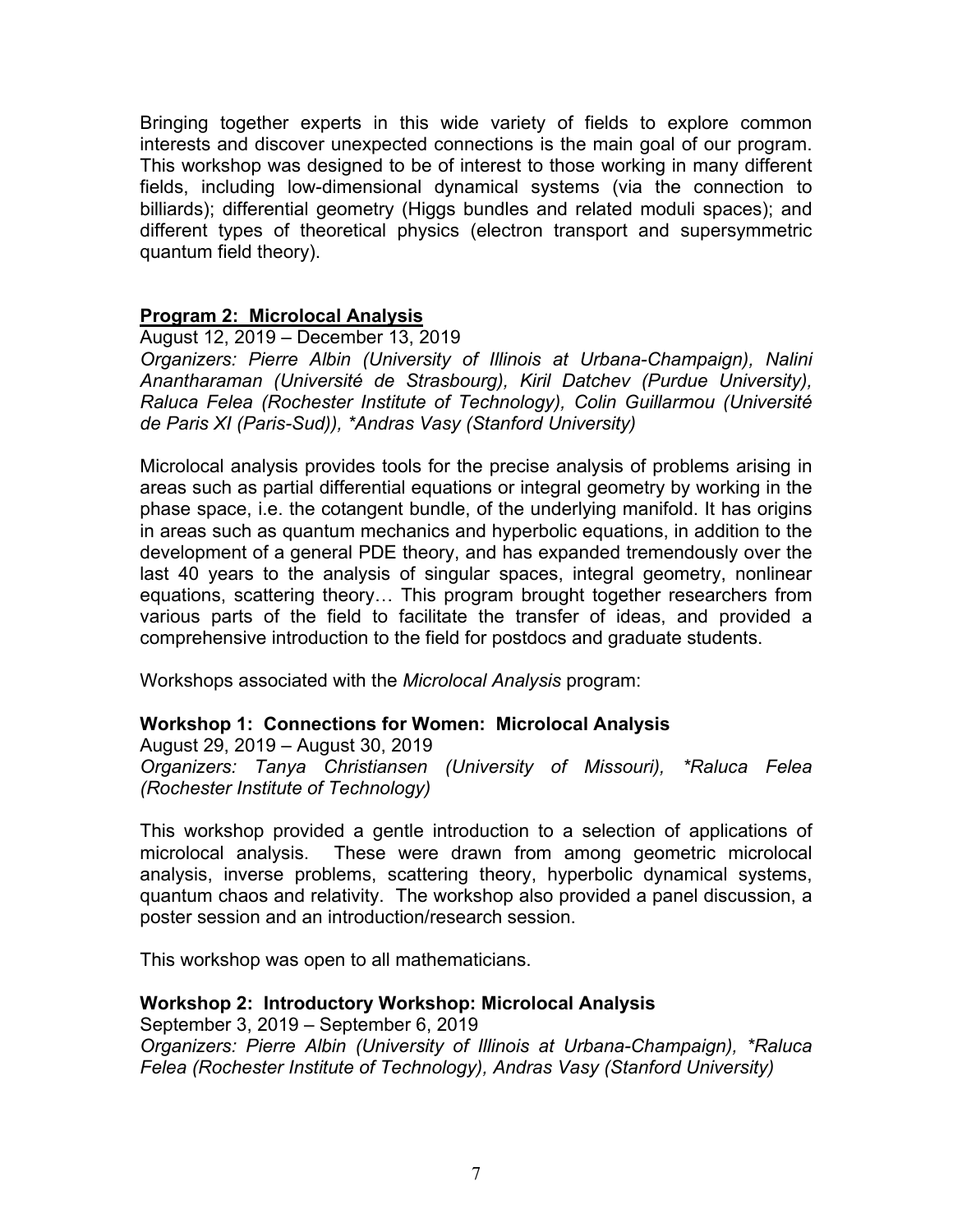Bringing together experts in this wide variety of fields to explore common interests and discover unexpected connections is the main goal of our program. This workshop was designed to be of interest to those working in many different fields, including low-dimensional dynamical systems (via the connection to billiards); differential geometry (Higgs bundles and related moduli spaces); and different types of theoretical physics (electron transport and supersymmetric quantum field theory).

### **Program 2: Microlocal Analysis**

August 12, 2019 – December 13, 2019
*Organizers: Pierre Albin (University of Illinois at Urbana-Champaign), Nalini Anantharaman (Université de Strasbourg), Kiril Datchev (Purdue University), Raluca Felea (Rochester Institute of Technology), Colin Guillarmou (Université de Paris XI (Paris-Sud)), *Andras Vasy (Stanford University)*

Microlocal analysis provides tools for the precise analysis of problems arising in areas such as partial differential equations or integral geometry by working in the phase space, i.e. the cotangent bundle, of the underlying manifold. It has origins in areas such as quantum mechanics and hyperbolic equations, in addition to the development of a general PDE theory, and has expanded tremendously over the last 40 years to the analysis of singular spaces, integral geometry, nonlinear equations, scattering theory… This program brought together researchers from various parts of the field to facilitate the transfer of ideas, and provided a comprehensive introduction to the field for postdocs and graduate students.

Workshops associated with the *Microlocal Analysis* program:

#### **Workshop 1: Connections for Women: Microlocal Analysis**

August 29, 2019 – August 30, 2019
*Organizers: Tanya Christiansen (University of Missouri), *Raluca Felea (Rochester Institute of Technology)*

This workshop provided a gentle introduction to a selection of applications of microlocal analysis. These were drawn from among geometric microlocal analysis, inverse problems, scattering theory, hyperbolic dynamical systems, quantum chaos and relativity. The workshop also provided a panel discussion, a poster session and an introduction/research session.

This workshop was open to all mathematicians.

#### **Workshop 2: Introductory Workshop: Microlocal Analysis**

September 3, 2019 – September 6, 2019
*Organizers: Pierre Albin (University of Illinois at Urbana-Champaign), *Raluca Felea (Rochester Institute of Technology), Andras Vasy (Stanford University)*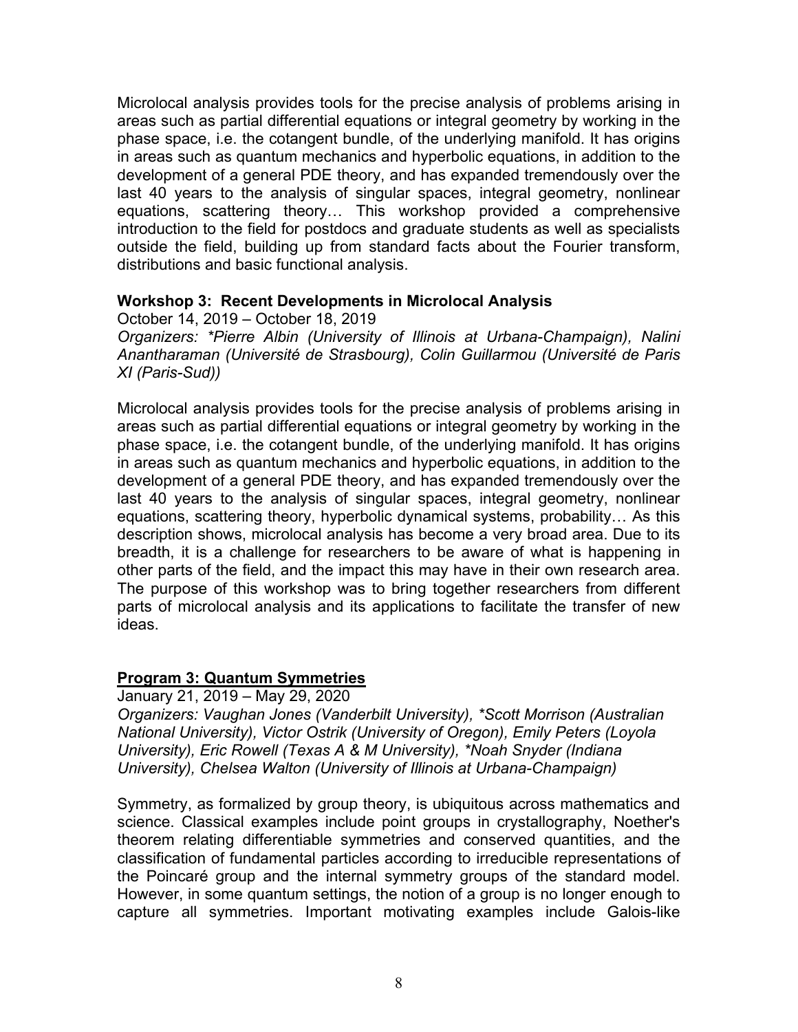Microlocal analysis provides tools for the precise analysis of problems arising in areas such as partial differential equations or integral geometry by working in the phase space, i.e. the cotangent bundle, of the underlying manifold. It has origins in areas such as quantum mechanics and hyperbolic equations, in addition to the development of a general PDE theory, and has expanded tremendously over the last 40 years to the analysis of singular spaces, integral geometry, nonlinear equations, scattering theory… This workshop provided a comprehensive introduction to the field for postdocs and graduate students as well as specialists outside the field, building up from standard facts about the Fourier transform, distributions and basic functional analysis.

**Workshop 3: Recent Developments in Microlocal Analysis**

October 14, 2019 – October 18, 2019

*Organizers: *Pierre Albin (University of Illinois at Urbana-Champaign), Nalini Anantharaman (Université de Strasbourg), Colin Guillarmou (Université de Paris XI (Paris-Sud))*

Microlocal analysis provides tools for the precise analysis of problems arising in areas such as partial differential equations or integral geometry by working in the phase space, i.e. the cotangent bundle, of the underlying manifold. It has origins in areas such as quantum mechanics and hyperbolic equations, in addition to the development of a general PDE theory, and has expanded tremendously over the last 40 years to the analysis of singular spaces, integral geometry, nonlinear equations, scattering theory, hyperbolic dynamical systems, probability… As this description shows, microlocal analysis has become a very broad area. Due to its breadth, it is a challenge for researchers to be aware of what is happening in other parts of the field, and the impact this may have in their own research area. The purpose of this workshop was to bring together researchers from different parts of microlocal analysis and its applications to facilitate the transfer of new ideas.

**Program 3: Quantum Symmetries**

January 21, 2019 – May 29, 2020

*Organizers: Vaughan Jones (Vanderbilt University), *Scott Morrison (Australian National University), Victor Ostrik (University of Oregon), Emily Peters (Loyola University), Eric Rowell (Texas A & M University), *Noah Snyder (Indiana University), Chelsea Walton (University of Illinois at Urbana-Champaign)*

Symmetry, as formalized by group theory, is ubiquitous across mathematics and science. Classical examples include point groups in crystallography, Noether's theorem relating differentiable symmetries and conserved quantities, and the classification of fundamental particles according to irreducible representations of the Poincaré group and the internal symmetry groups of the standard model. However, in some quantum settings, the notion of a group is no longer enough to capture all symmetries. Important motivating examples include Galois-like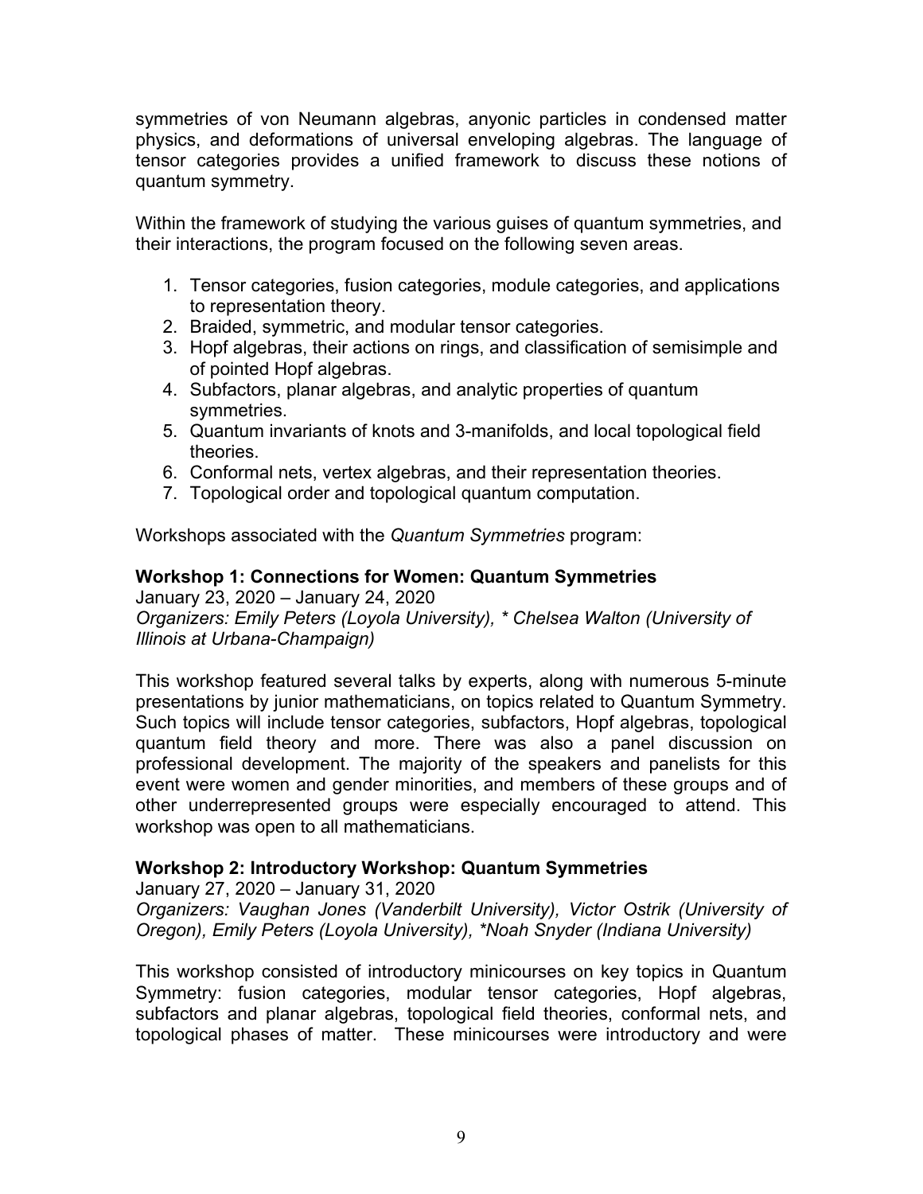symmetries of von Neumann algebras, anyonic particles in condensed matter physics, and deformations of universal enveloping algebras. The language of tensor categories provides a unified framework to discuss these notions of quantum symmetry.

Within the framework of studying the various guises of quantum symmetries, and their interactions, the program focused on the following seven areas.

1. Tensor categories, fusion categories, module categories, and applications to representation theory.
2. Braided, symmetric, and modular tensor categories.
3. Hopf algebras, their actions on rings, and classification of semisimple and of pointed Hopf algebras.
4. Subfactors, planar algebras, and analytic properties of quantum symmetries.
5. Quantum invariants of knots and 3-manifolds, and local topological field theories.
6. Conformal nets, vertex algebras, and their representation theories.
7. Topological order and topological quantum computation.

Workshops associated with the *Quantum Symmetries* program:

**Workshop 1: Connections for Women: Quantum Symmetries**
January 23, 2020 – January 24, 2020
*Organizers: Emily Peters (Loyola University), * Chelsea Walton (University of Illinois at Urbana-Champaign)*

This workshop featured several talks by experts, along with numerous 5-minute presentations by junior mathematicians, on topics related to Quantum Symmetry. Such topics will include tensor categories, subfactors, Hopf algebras, topological quantum field theory and more. There was also a panel discussion on professional development. The majority of the speakers and panelists for this event were women and gender minorities, and members of these groups and of other underrepresented groups were especially encouraged to attend. This workshop was open to all mathematicians.

**Workshop 2: Introductory Workshop: Quantum Symmetries**
January 27, 2020 – January 31, 2020
*Organizers: Vaughan Jones (Vanderbilt University), Victor Ostrik (University of Oregon), Emily Peters (Loyola University), *Noah Snyder (Indiana University)*

This workshop consisted of introductory minicourses on key topics in Quantum Symmetry: fusion categories, modular tensor categories, Hopf algebras, subfactors and planar algebras, topological field theories, conformal nets, and topological phases of matter. These minicourses were introductory and were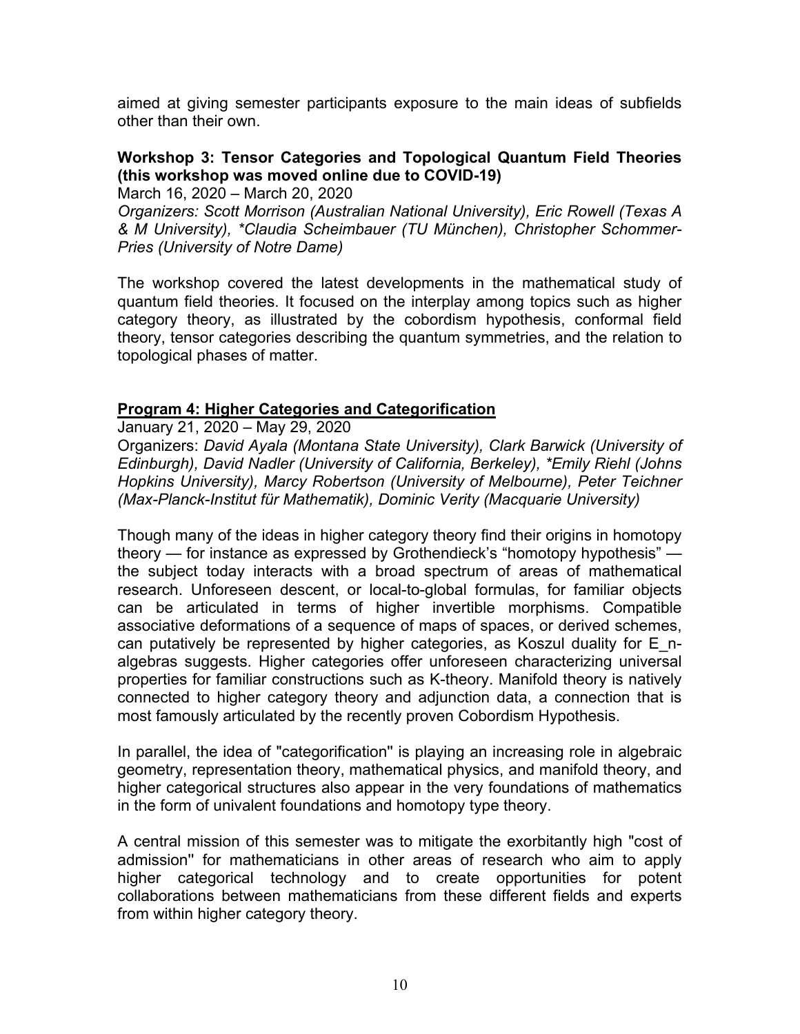aimed at giving semester participants exposure to the main ideas of subfields other than their own.

**Workshop 3: Tensor Categories and Topological Quantum Field Theories (this workshop was moved online due to COVID-19)**

March 16, 2020 – March 20, 2020

*Organizers: Scott Morrison (Australian National University), Eric Rowell (Texas A & M University), *Claudia Scheimbauer (TU München), Christopher Schommer-Pries (University of Notre Dame)*

The workshop covered the latest developments in the mathematical study of quantum field theories. It focused on the interplay among topics such as higher category theory, as illustrated by the cobordism hypothesis, conformal field theory, tensor categories describing the quantum symmetries, and the relation to topological phases of matter.

## Program 4: Higher Categories and Categorification

January 21, 2020 – May 29, 2020

Organizers: *David Ayala (Montana State University), Clark Barwick (University of Edinburgh), David Nadler (University of California, Berkeley), *Emily Riehl (Johns Hopkins University), Marcy Robertson (University of Melbourne), Peter Teichner (Max-Planck-Institut für Mathematik), Dominic Verity (Macquarie University)*

Though many of the ideas in higher category theory find their origins in homotopy theory — for instance as expressed by Grothendieck's "homotopy hypothesis" — the subject today interacts with a broad spectrum of areas of mathematical research. Unforeseen descent, or local-to-global formulas, for familiar objects can be articulated in terms of higher invertible morphisms. Compatible associative deformations of a sequence of maps of spaces, or derived schemes, can putatively be represented by higher categories, as Koszul duality for $E_n$-algebras suggests. Higher categories offer unforeseen characterizing universal properties for familiar constructions such as K-theory. Manifold theory is natively connected to higher category theory and adjunction data, a connection that is most famously articulated by the recently proven Cobordism Hypothesis.

In parallel, the idea of "categorification" is playing an increasing role in algebraic geometry, representation theory, mathematical physics, and manifold theory, and higher categorical structures also appear in the very foundations of mathematics in the form of univalent foundations and homotopy type theory.

A central mission of this semester was to mitigate the exorbitantly high "cost of admission" for mathematicians in other areas of research who aim to apply higher categorical technology and to create opportunities for potent collaborations between mathematicians from these different fields and experts from within higher category theory.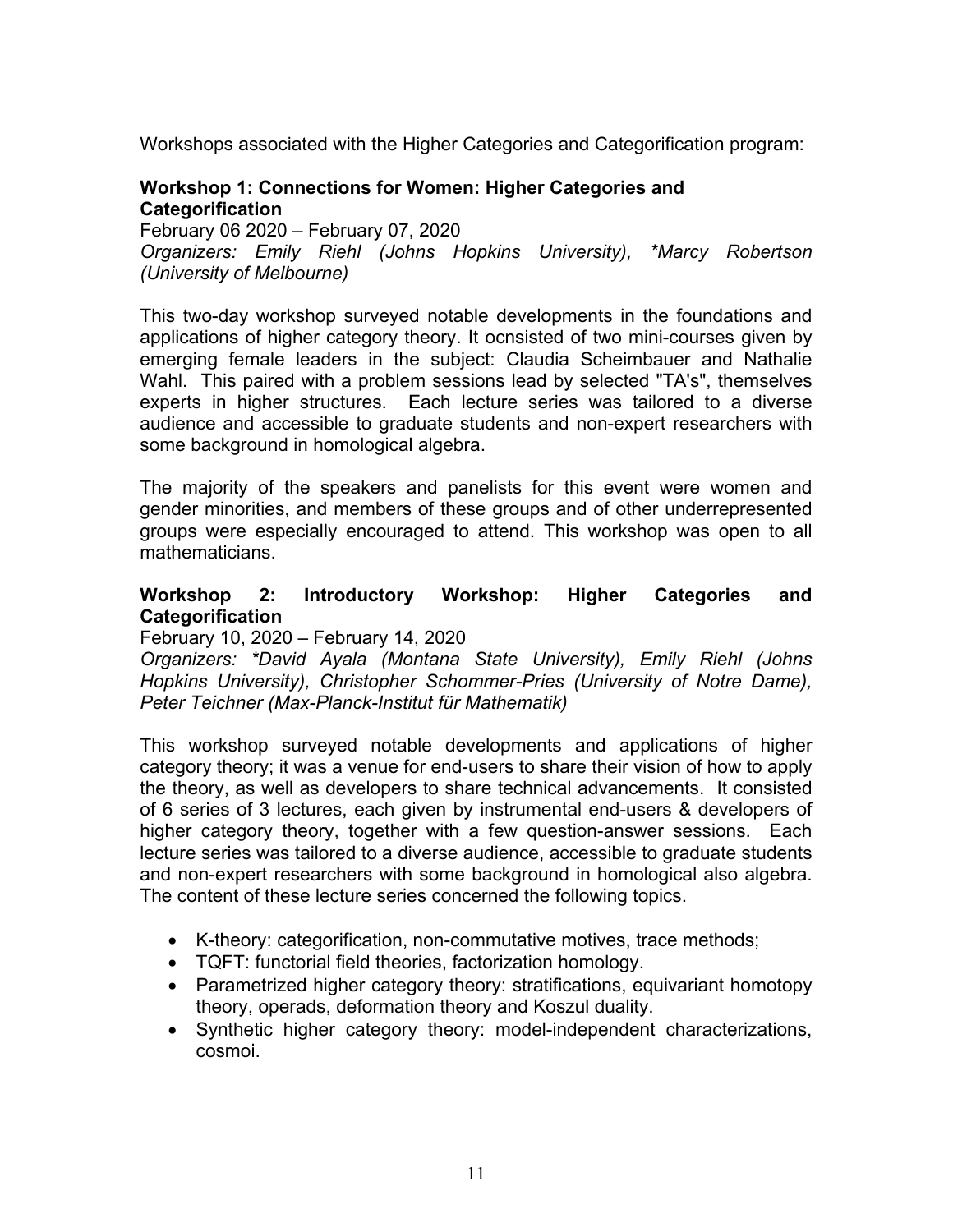Workshops associated with the Higher Categories and Categorification program:

**Workshop 1: Connections for Women: Higher Categories and Categorification**

February 06 2020 – February 07, 2020

*Organizers: Emily Riehl (Johns Hopkins University), *Marcy Robertson (University of Melbourne)*

This two-day workshop surveyed notable developments in the foundations and applications of higher category theory. It ocnsisted of two mini-courses given by emerging female leaders in the subject: Claudia Scheimbauer and Nathalie Wahl. This paired with a problem sessions lead by selected "TA's", themselves experts in higher structures. Each lecture series was tailored to a diverse audience and accessible to graduate students and non-expert researchers with some background in homological algebra.

The majority of the speakers and panelists for this event were women and gender minorities, and members of these groups and of other underrepresented groups were especially encouraged to attend. This workshop was open to all mathematicians.

**Workshop 2: Introductory Workshop: Higher Categories and Categorification**

February 10, 2020 – February 14, 2020

*Organizers: *David Ayala (Montana State University), Emily Riehl (Johns Hopkins University), Christopher Schommer-Pries (University of Notre Dame), Peter Teichner (Max-Planck-Institut für Mathematik)*

This workshop surveyed notable developments and applications of higher category theory; it was a venue for end-users to share their vision of how to apply the theory, as well as developers to share technical advancements. It consisted of 6 series of 3 lectures, each given by instrumental end-users & developers of higher category theory, together with a few question-answer sessions. Each lecture series was tailored to a diverse audience, accessible to graduate students and non-expert researchers with some background in homological also algebra. The content of these lecture series concerned the following topics.

- K-theory: categorification, non-commutative motives, trace methods;
- TQFT: functorial field theories, factorization homology.
- Parametrized higher category theory: stratifications, equivariant homotopy theory, operads, deformation theory and Koszul duality.
- Synthetic higher category theory: model-independent characterizations, cosmoi.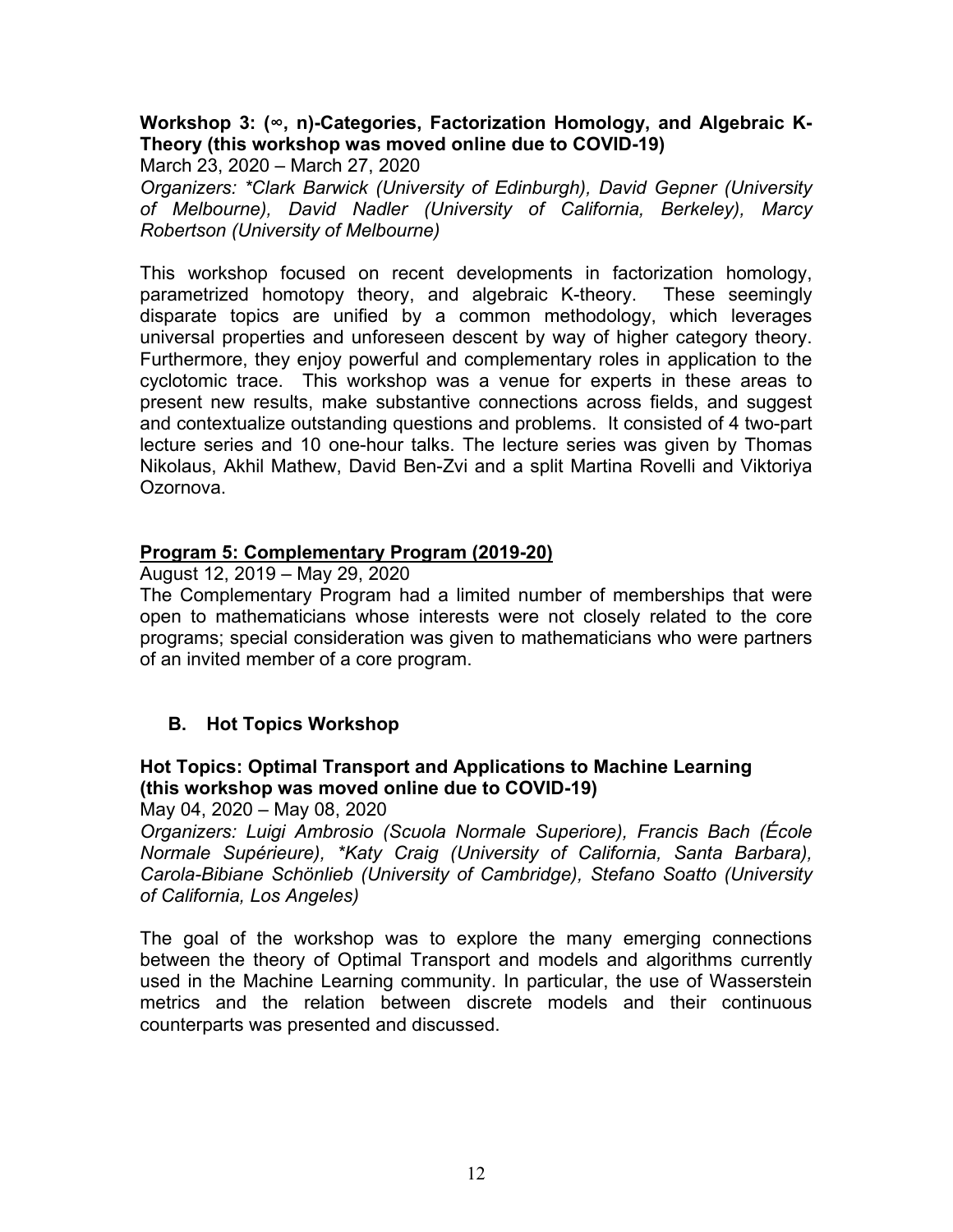**Workshop 3: (∞, n)-Categories, Factorization Homology, and Algebraic K-Theory (this workshop was moved online due to COVID-19)**

March 23, 2020 – March 27, 2020

*Organizers: *Clark Barwick (University of Edinburgh), David Gepner (University of Melbourne), David Nadler (University of California, Berkeley), Marcy Robertson (University of Melbourne)*

This workshop focused on recent developments in factorization homology, parametrized homotopy theory, and algebraic K-theory. These seemingly disparate topics are unified by a common methodology, which leverages universal properties and unforeseen descent by way of higher category theory. Furthermore, they enjoy powerful and complementary roles in application to the cyclotomic trace. This workshop was a venue for experts in these areas to present new results, make substantive connections across fields, and suggest and contextualize outstanding questions and problems. It consisted of 4 two-part lecture series and 10 one-hour talks. The lecture series was given by Thomas Nikolaus, Akhil Mathew, David Ben-Zvi and a split Martina Rovelli and Viktoriya Ozornova.

**Program 5: Complementary Program (2019-20)**

August 12, 2019 – May 29, 2020

The Complementary Program had a limited number of memberships that were open to mathematicians whose interests were not closely related to the core programs; special consideration was given to mathematicians who were partners of an invited member of a core program.

## B. Hot Topics Workshop

**Hot Topics: Optimal Transport and Applications to Machine Learning (this workshop was moved online due to COVID-19)**

May 04, 2020 – May 08, 2020

*Organizers: Luigi Ambrosio (Scuola Normale Superiore), Francis Bach (École Normale Supérieure), *Katy Craig (University of California, Santa Barbara), Carola-Bibiane Schönlieb (University of Cambridge), Stefano Soatto (University of California, Los Angeles)*

The goal of the workshop was to explore the many emerging connections between the theory of Optimal Transport and models and algorithms currently used in the Machine Learning community. In particular, the use of Wasserstein metrics and the relation between discrete models and their continuous counterparts was presented and discussed.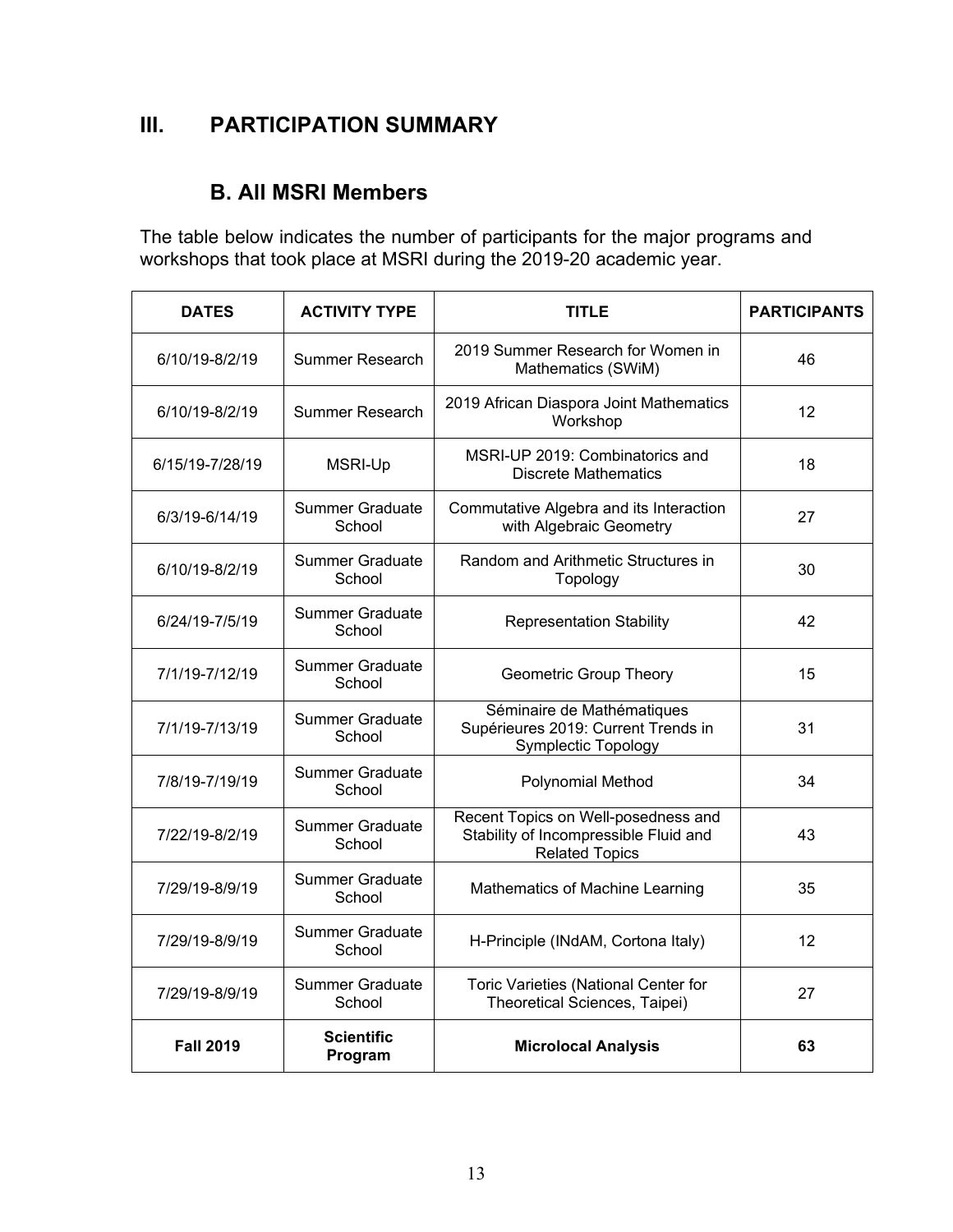# III. PARTICIPATION SUMMARY

## B. All MSRI Members

The table below indicates the number of participants for the major programs and workshops that took place at MSRI during the 2019-20 academic year.

| DATES | ACTIVITY TYPE | TITLE | PARTICIPANTS |
|---|---|---|---|
| 6/10/19-8/2/19 | Summer Research | 2019 Summer Research for Women in Mathematics (SWiM) | 46 |
| 6/10/19-8/2/19 | Summer Research | 2019 African Diaspora Joint Mathematics Workshop | 12 |
| 6/15/19-7/28/19 | MSRI-Up | MSRI-UP 2019: Combinatorics and Discrete Mathematics | 18 |
| 6/3/19-6/14/19 | Summer Graduate School | Commutative Algebra and its Interaction with Algebraic Geometry | 27 |
| 6/10/19-8/2/19 | Summer Graduate School | Random and Arithmetic Structures in Topology | 30 |
| 6/24/19-7/5/19 | Summer Graduate School | Representation Stability | 42 |
| 7/1/19-7/12/19 | Summer Graduate School | Geometric Group Theory | 15 |
| 7/1/19-7/13/19 | Summer Graduate School | Séminaire de Mathématiques Supérieures 2019: Current Trends in Symplectic Topology | 31 |
| 7/8/19-7/19/19 | Summer Graduate School | Polynomial Method | 34 |
| 7/22/19-8/2/19 | Summer Graduate School | Recent Topics on Well-posedness and Stability of Incompressible Fluid and Related Topics | 43 |
| 7/29/19-8/9/19 | Summer Graduate School | Mathematics of Machine Learning | 35 |
| 7/29/19-8/9/19 | Summer Graduate School | H-Principle (INdAM, Cortona Italy) | 12 |
| 7/29/19-8/9/19 | Summer Graduate School | Toric Varieties (National Center for Theoretical Sciences, Taipei) | 27 |
| **Fall 2019** | **Scientific Program** | **Microlocal Analysis** | **63** |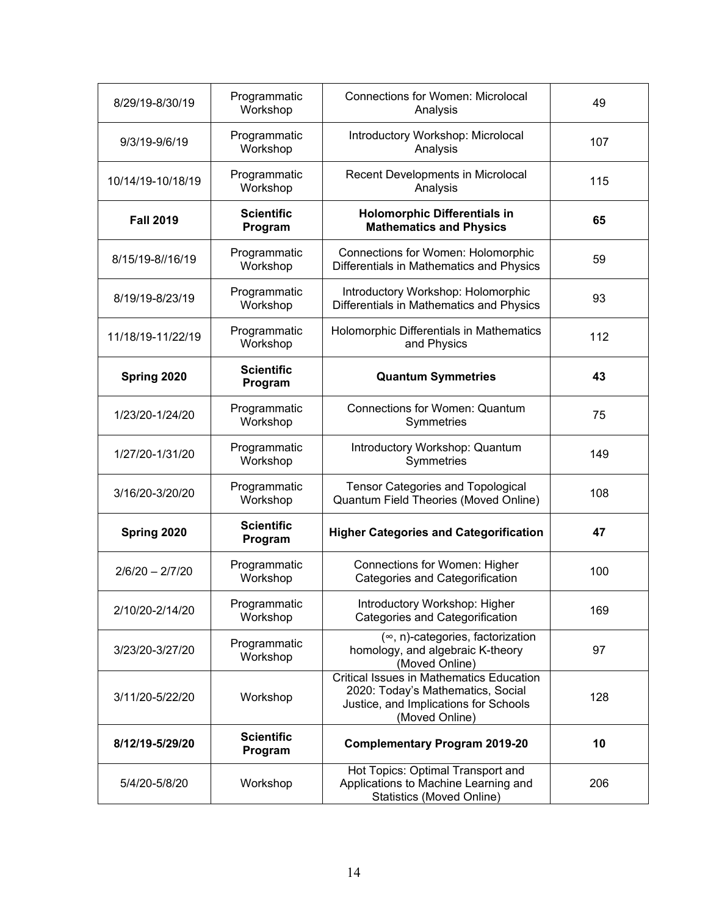| | | | |
|---|---|---|---|
| 8/29/19-8/30/19 | Programmatic Workshop | Connections for Women: Microlocal Analysis | 49 |
| 9/3/19-9/6/19 | Programmatic Workshop | Introductory Workshop: Microlocal Analysis | 107 |
| 10/14/19-10/18/19 | Programmatic Workshop | Recent Developments in Microlocal Analysis | 115 |
| **Fall 2019** | **Scientific Program** | **Holomorphic Differentials in Mathematics and Physics** | **65** |
| 8/15/19-8//16/19 | Programmatic Workshop | Connections for Women: Holomorphic Differentials in Mathematics and Physics | 59 |
| 8/19/19-8/23/19 | Programmatic Workshop | Introductory Workshop: Holomorphic Differentials in Mathematics and Physics | 93 |
| 11/18/19-11/22/19 | Programmatic Workshop | Holomorphic Differentials in Mathematics and Physics | 112 |
| **Spring 2020** | **Scientific Program** | **Quantum Symmetries** | **43** |
| 1/23/20-1/24/20 | Programmatic Workshop | Connections for Women: Quantum Symmetries | 75 |
| 1/27/20-1/31/20 | Programmatic Workshop | Introductory Workshop: Quantum Symmetries | 149 |
| 3/16/20-3/20/20 | Programmatic Workshop | Tensor Categories and Topological Quantum Field Theories (Moved Online) | 108 |
| **Spring 2020** | **Scientific Program** | **Higher Categories and Categorification** | **47** |
| 2/6/20 – 2/7/20 | Programmatic Workshop | Connections for Women: Higher Categories and Categorification | 100 |
| 2/10/20-2/14/20 | Programmatic Workshop | Introductory Workshop: Higher Categories and Categorification | 169 |
| 3/23/20-3/27/20 | Programmatic Workshop | $(\infty, n)$-categories, factorization homology, and algebraic K-theory (Moved Online) | 97 |
| 3/11/20-5/22/20 | Workshop | Critical Issues in Mathematics Education 2020: Today's Mathematics, Social Justice, and Implications for Schools (Moved Online) | 128 |
| **8/12/19-5/29/20** | **Scientific Program** | **Complementary Program 2019-20** | **10** |
| 5/4/20-5/8/20 | Workshop | Hot Topics: Optimal Transport and Applications to Machine Learning and Statistics (Moved Online) | 206 |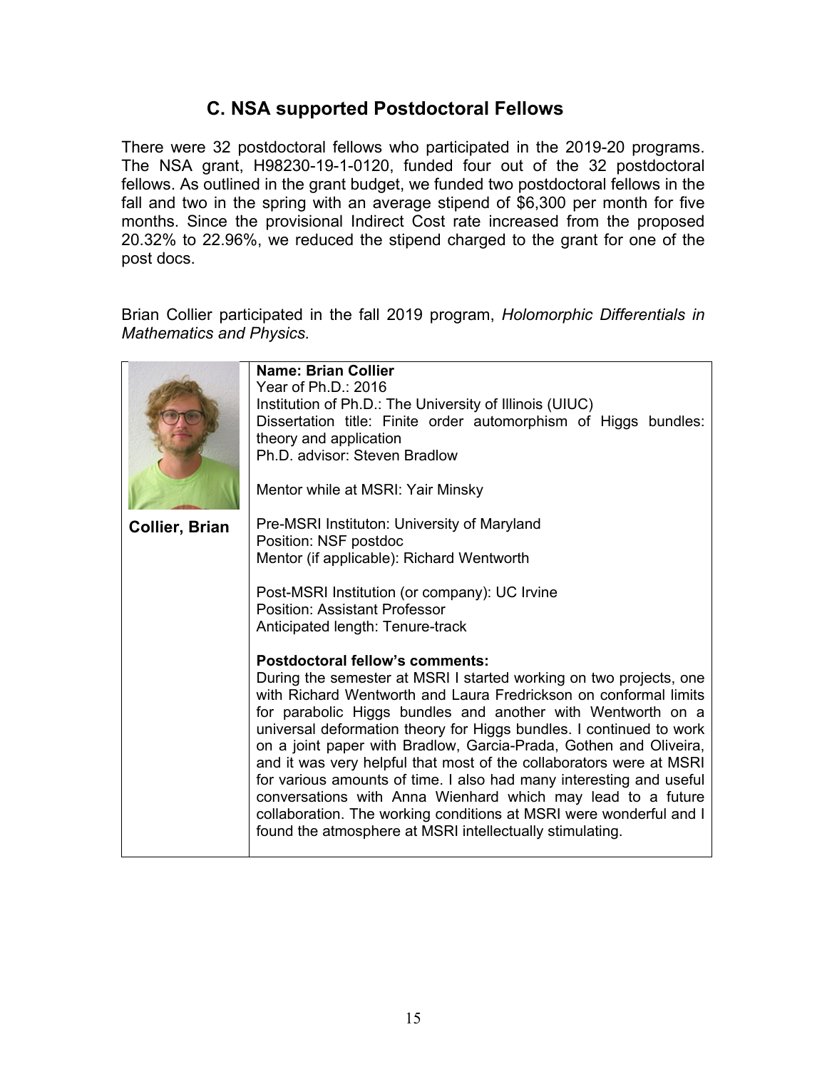## C. NSA supported Postdoctoral Fellows

There were 32 postdoctoral fellows who participated in the 2019-20 programs. The NSA grant, H98230-19-1-0120, funded four out of the 32 postdoctoral fellows. As outlined in the grant budget, we funded two postdoctoral fellows in the fall and two in the spring with an average stipend of $6,300 per month for five months. Since the provisional Indirect Cost rate increased from the proposed 20.32% to 22.96%, we reduced the stipend charged to the grant for one of the post docs.

Brian Collier participated in the fall 2019 program, *Holomorphic Differentials in Mathematics and Physics.*

| | |
|---|---|
| **Collier, Brian** | **Name: Brian Collier**<br>Year of Ph.D.: 2016<br>Institution of Ph.D.: The University of Illinois (UIUC)<br>Dissertation title: Finite order automorphism of Higgs bundles: theory and application<br>Ph.D. advisor: Steven Bradlow<br><br>Mentor while at MSRI: Yair Minsky<br><br>Pre-MSRI Instituton: University of Maryland<br>Position: NSF postdoc<br>Mentor (if applicable): Richard Wentworth<br><br>Post-MSRI Institution (or company): UC Irvine<br>Position: Assistant Professor<br>Anticipated length: Tenure-track<br><br>**Postdoctoral fellow's comments:**<br>During the semester at MSRI I started working on two projects, one with Richard Wentworth and Laura Fredrickson on conformal limits for parabolic Higgs bundles and another with Wentworth on a universal deformation theory for Higgs bundles. I continued to work on a joint paper with Bradlow, Garcia-Prada, Gothen and Oliveira, and it was very helpful that most of the collaborators were at MSRI for various amounts of time. I also had many interesting and useful conversations with Anna Wienhard which may lead to a future collaboration. The working conditions at MSRI were wonderful and I found the atmosphere at MSRI intellectually stimulating. |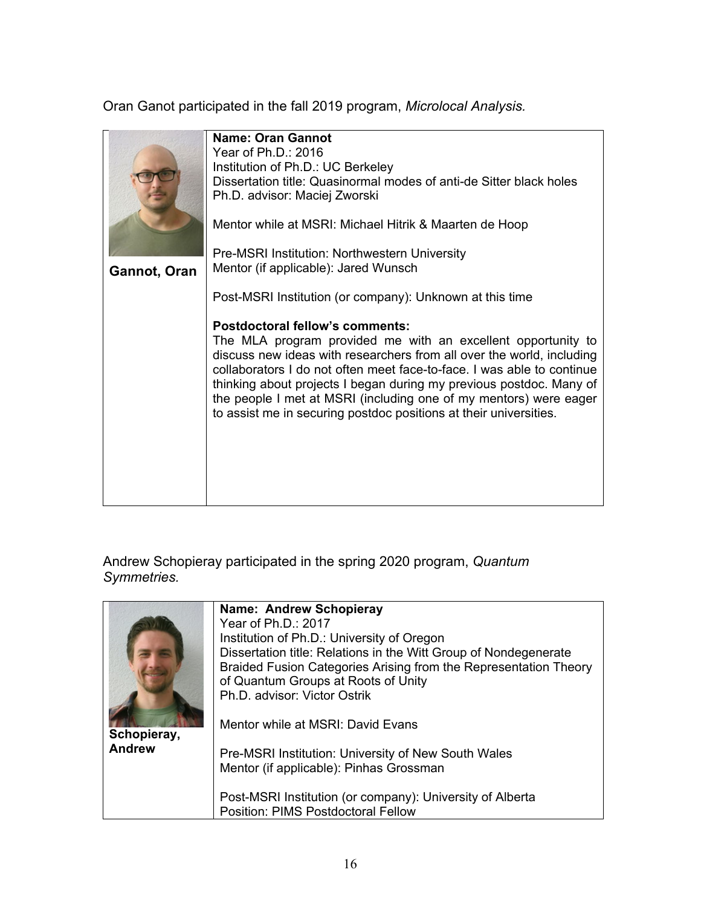Oran Ganot participated in the fall 2019 program, *Microlocal Analysis.*

| | |
|---|---|
| **Gannot, Oran** | **Name: Oran Gannot**<br>Year of Ph.D.: 2016<br>Institution of Ph.D.: UC Berkeley<br>Dissertation title: Quasinormal modes of anti-de Sitter black holes<br>Ph.D. advisor: Maciej Zworski<br><br>Mentor while at MSRI: Michael Hitrik & Maarten de Hoop<br><br>Pre-MSRI Institution: Northwestern University<br>Mentor (if applicable): Jared Wunsch<br><br>Post-MSRI Institution (or company): Unknown at this time<br><br>**Postdoctoral fellow's comments:**<br>The MLA program provided me with an excellent opportunity to discuss new ideas with researchers from all over the world, including collaborators I do not often meet face-to-face. I was able to continue thinking about projects I began during my previous postdoc. Many of the people I met at MSRI (including one of my mentors) were eager to assist me in securing postdoc positions at their universities. |

Andrew Schopieray participated in the spring 2020 program, *Quantum Symmetries.*

| | |
|---|---|
| **Schopieray, Andrew** | **Name: Andrew Schopieray**<br>Year of Ph.D.: 2017<br>Institution of Ph.D.: University of Oregon<br>Dissertation title: Relations in the Witt Group of Nondegenerate Braided Fusion Categories Arising from the Representation Theory of Quantum Groups at Roots of Unity<br>Ph.D. advisor: Victor Ostrik<br><br>Mentor while at MSRI: David Evans<br><br>Pre-MSRI Institution: University of New South Wales<br>Mentor (if applicable): Pinhas Grossman<br><br>Post-MSRI Institution (or company): University of Alberta<br>Position: PIMS Postdoctoral Fellow |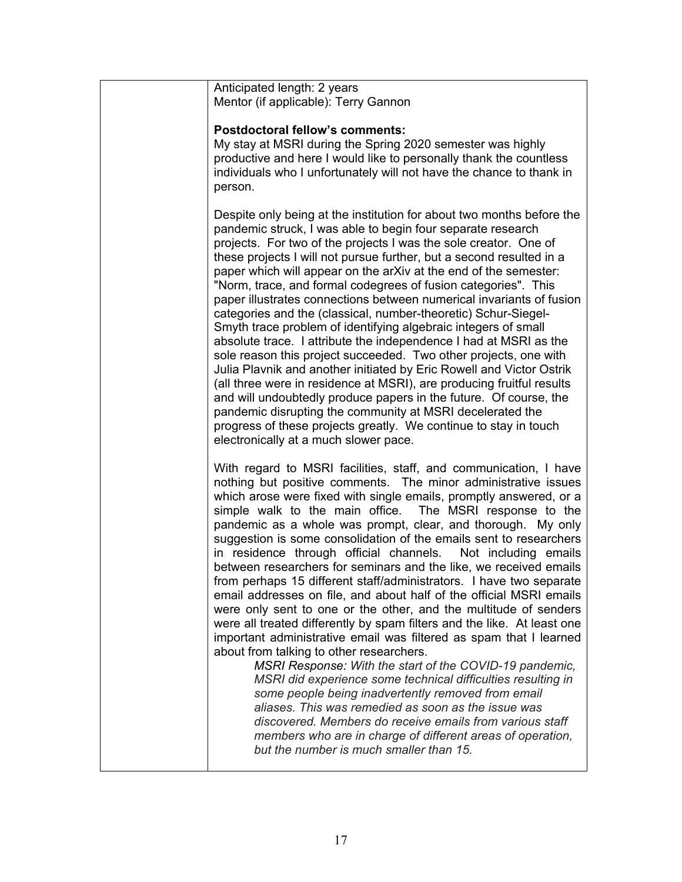Anticipated length: 2 years
Mentor (if applicable): Terry Gannon

**Postdoctoral fellow's comments:**
My stay at MSRI during the Spring 2020 semester was highly productive and here I would like to personally thank the countless individuals who I unfortunately will not have the chance to thank in person.

Despite only being at the institution for about two months before the pandemic struck, I was able to begin four separate research projects. For two of the projects I was the sole creator. One of these projects I will not pursue further, but a second resulted in a paper which will appear on the arXiv at the end of the semester: "Norm, trace, and formal codegrees of fusion categories". This paper illustrates connections between numerical invariants of fusion categories and the (classical, number-theoretic) Schur-Siegel-Smyth trace problem of identifying algebraic integers of small absolute trace. I attribute the independence I had at MSRI as the sole reason this project succeeded. Two other projects, one with Julia Plavnik and another initiated by Eric Rowell and Victor Ostrik (all three were in residence at MSRI), are producing fruitful results and will undoubtedly produce papers in the future. Of course, the pandemic disrupting the community at MSRI decelerated the progress of these projects greatly. We continue to stay in touch electronically at a much slower pace.

With regard to MSRI facilities, staff, and communication, I have nothing but positive comments. The minor administrative issues which arose were fixed with single emails, promptly answered, or a simple walk to the main office. The MSRI response to the pandemic as a whole was prompt, clear, and thorough. My only suggestion is some consolidation of the emails sent to researchers in residence through official channels. Not including emails between researchers for seminars and the like, we received emails from perhaps 15 different staff/administrators. I have two separate email addresses on file, and about half of the official MSRI emails were only sent to one or the other, and the multitude of senders were all treated differently by spam filters and the like. At least one important administrative email was filtered as spam that I learned about from talking to other researchers.

> *MSRI Response: With the start of the COVID-19 pandemic, MSRI did experience some technical difficulties resulting in some people being inadvertently removed from email aliases. This was remedied as soon as the issue was discovered. Members do receive emails from various staff members who are in charge of different areas of operation, but the number is much smaller than 15.*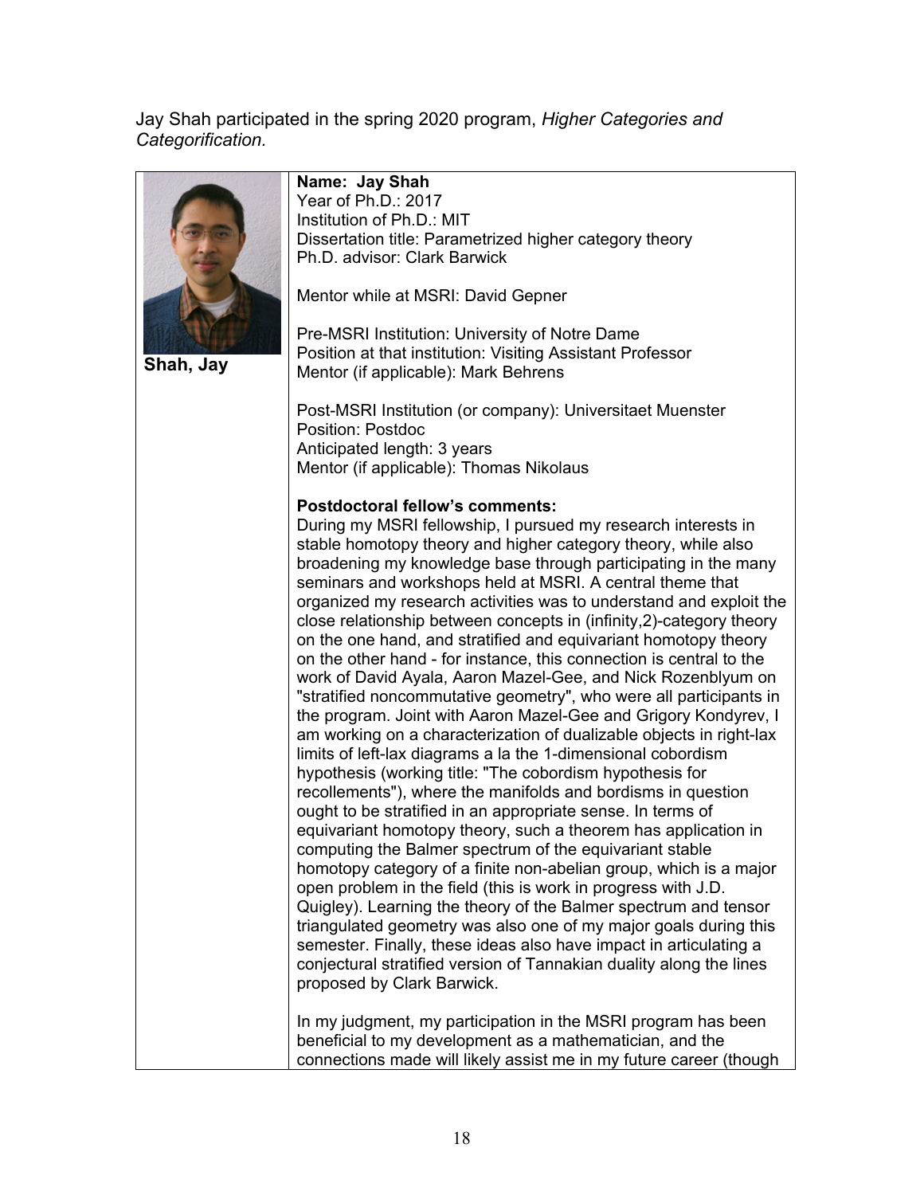Jay Shah participated in the spring 2020 program, *Higher Categories and Categorification.*

**Shah, Jay**

**Name: Jay Shah**
Year of Ph.D.: 2017
Institution of Ph.D.: MIT
Dissertation title: Parametrized higher category theory
Ph.D. advisor: Clark Barwick

Mentor while at MSRI: David Gepner

Pre-MSRI Institution: University of Notre Dame
Position at that institution: Visiting Assistant Professor
Mentor (if applicable): Mark Behrens

Post-MSRI Institution (or company): Universitaet Muenster
Position: Postdoc
Anticipated length: 3 years
Mentor (if applicable): Thomas Nikolaus

**Postdoctoral fellow's comments:**
During my MSRI fellowship, I pursued my research interests in stable homotopy theory and higher category theory, while also broadening my knowledge base through participating in the many seminars and workshops held at MSRI. A central theme that organized my research activities was to understand and exploit the close relationship between concepts in (infinity,2)-category theory on the one hand, and stratified and equivariant homotopy theory on the other hand - for instance, this connection is central to the work of David Ayala, Aaron Mazel-Gee, and Nick Rozenblyum on "stratified noncommutative geometry", who were all participants in the program. Joint with Aaron Mazel-Gee and Grigory Kondyrev, I am working on a characterization of dualizable objects in right-lax limits of left-lax diagrams a la the 1-dimensional cobordism hypothesis (working title: "The cobordism hypothesis for recollements"), where the manifolds and bordisms in question ought to be stratified in an appropriate sense. In terms of equivariant homotopy theory, such a theorem has application in computing the Balmer spectrum of the equivariant stable homotopy category of a finite non-abelian group, which is a major open problem in the field (this is work in progress with J.D. Quigley). Learning the theory of the Balmer spectrum and tensor triangulated geometry was also one of my major goals during this semester. Finally, these ideas also have impact in articulating a conjectural stratified version of Tannakian duality along the lines proposed by Clark Barwick.

In my judgment, my participation in the MSRI program has been beneficial to my development as a mathematician, and the connections made will likely assist me in my future career (though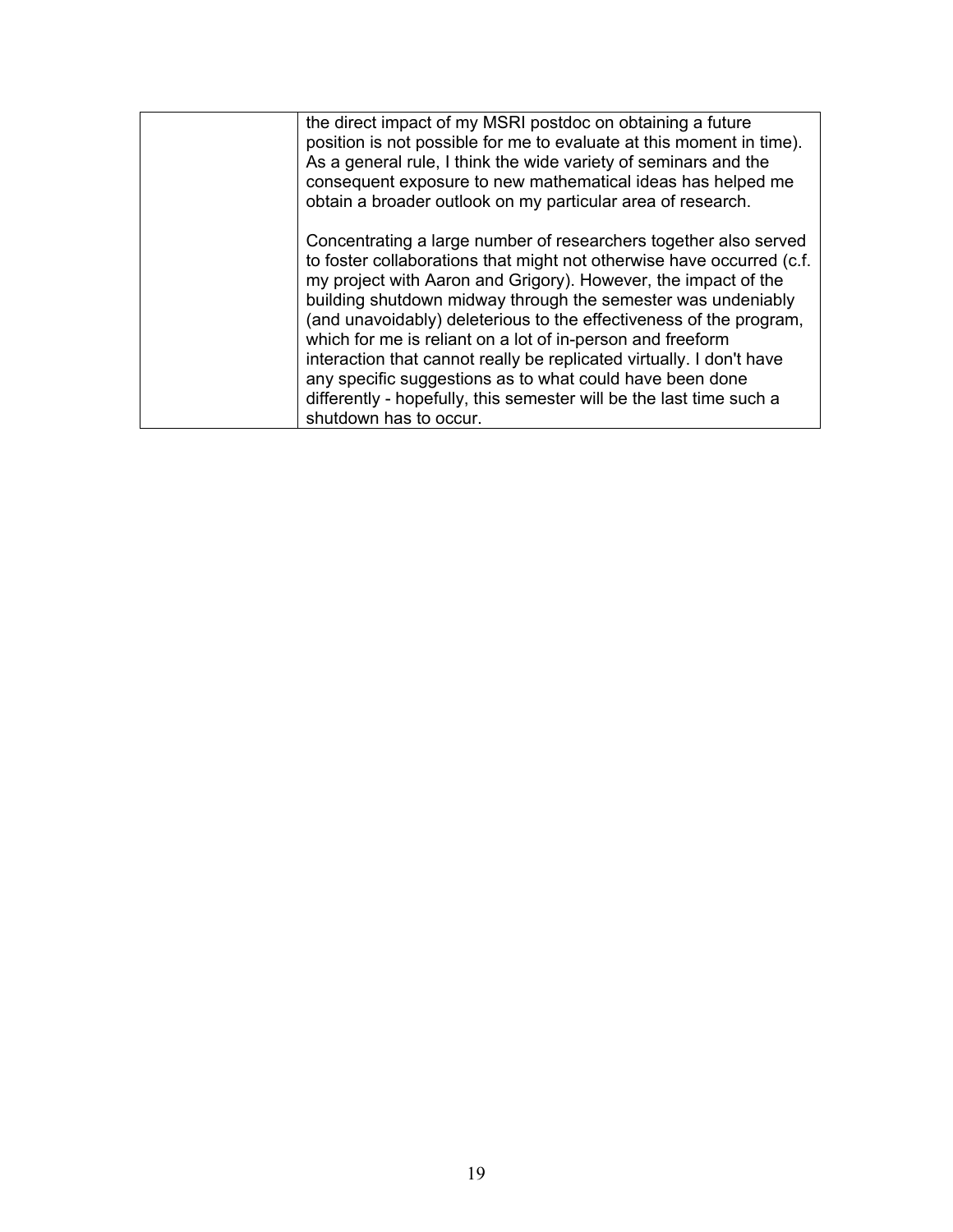| | |
|---|---|
| | the direct impact of my MSRI postdoc on obtaining a future position is not possible for me to evaluate at this moment in time). As a general rule, I think the wide variety of seminars and the consequent exposure to new mathematical ideas has helped me obtain a broader outlook on my particular area of research.<br><br>Concentrating a large number of researchers together also served to foster collaborations that might not otherwise have occurred (c.f. my project with Aaron and Grigory). However, the impact of the building shutdown midway through the semester was undeniably (and unavoidably) deleterious to the effectiveness of the program, which for me is reliant on a lot of in-person and freeform interaction that cannot really be replicated virtually. I don't have any specific suggestions as to what could have been done differently - hopefully, this semester will be the last time such a shutdown has to occur. |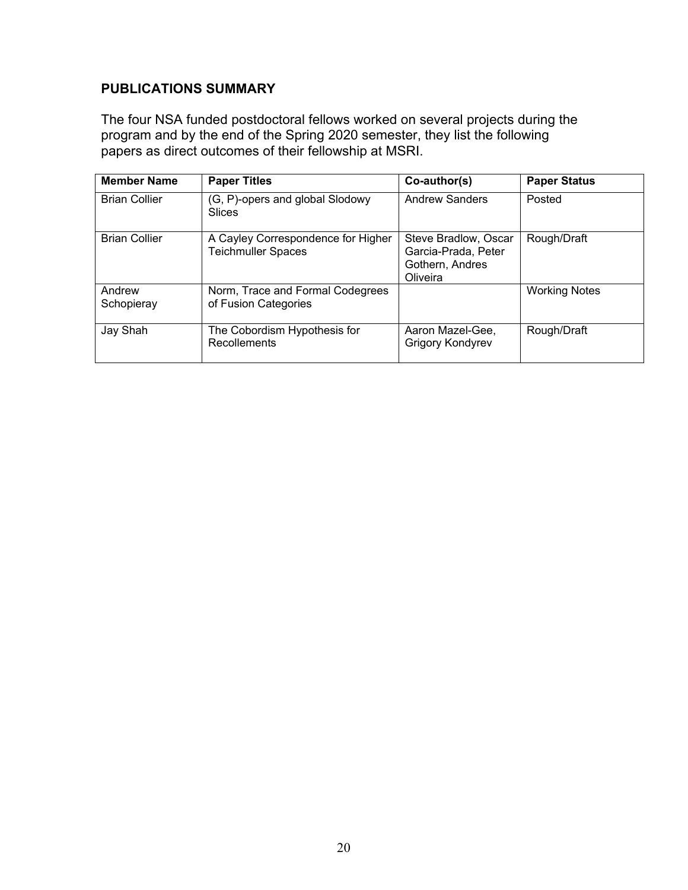**PUBLICATIONS SUMMARY**

The four NSA funded postdoctoral fellows worked on several projects during the program and by the end of the Spring 2020 semester, they list the following papers as direct outcomes of their fellowship at MSRI.

| Member Name | Paper Titles | Co-author(s) | Paper Status |
|---|---|---|---|
| Brian Collier | (G, P)-opers and global Slodowy Slices | Andrew Sanders | Posted |
| Brian Collier | A Cayley Correspondence for Higher Teichmuller Spaces | Steve Bradlow, Oscar Garcia-Prada, Peter Gothern, Andres Oliveira | Rough/Draft |
| Andrew Schopieray | Norm, Trace and Formal Codegrees of Fusion Categories | | Working Notes |
| Jay Shah | The Cobordism Hypothesis for Recollements | Aaron Mazel-Gee, Grigory Kondyrev | Rough/Draft |